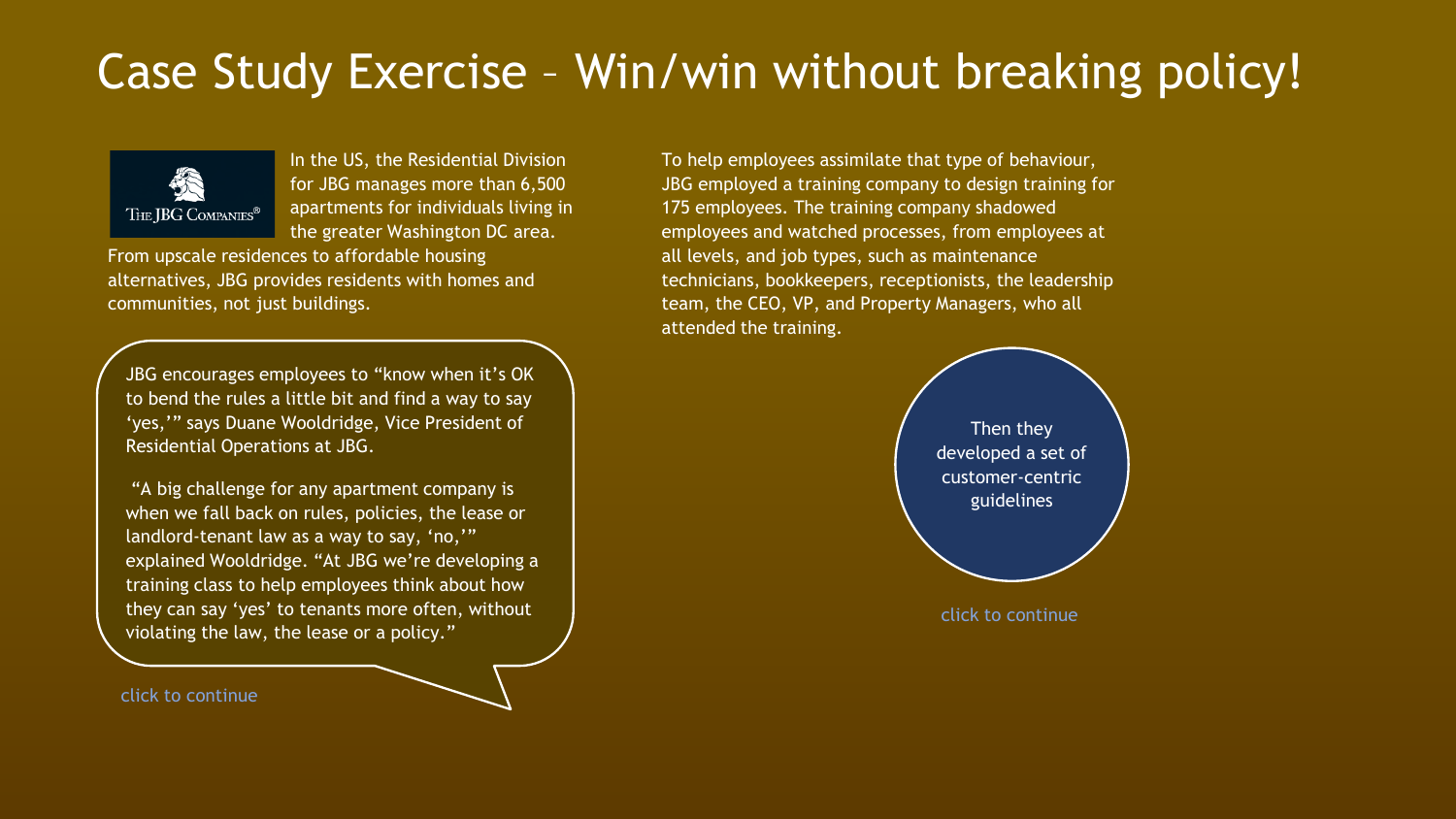# Case Study Exercise – Win/win without breaking policy!

THE JBG COMPANIES®

In the US, the Residential Division for JBG manages more than 6,500 apartments for individuals living in the greater Washington DC area. From upscale residences to affordable housing alternatives, JBG provides residents with homes and communities, not just buildings.

JBG encourages employees to "know when it's OK to bend the rules a little bit and find a way to say 'yes,'" says Duane Wooldridge, Vice President of Residential Operations at JBG.

"A big challenge for any apartment company is when we fall back on rules, policies, the lease or landlord-tenant law as a way to say, 'no,'" explained Wooldridge. "At JBG we're developing a training class to help employees think about how they can say 'yes' to tenants more often, without violating the law, the lease or a policy."

click to continue

To help employees assimilate that type of behaviour, JBG employed a training company to design training for 175 employees. The training company shadowed employees and watched processes, from employees at all levels, and job types, such as maintenance technicians, bookkeepers, receptionists, the leadership team, the CEO, VP, and Property Managers, who all attended the training.

Then they developed a set of customer-centric guidelines

click to continue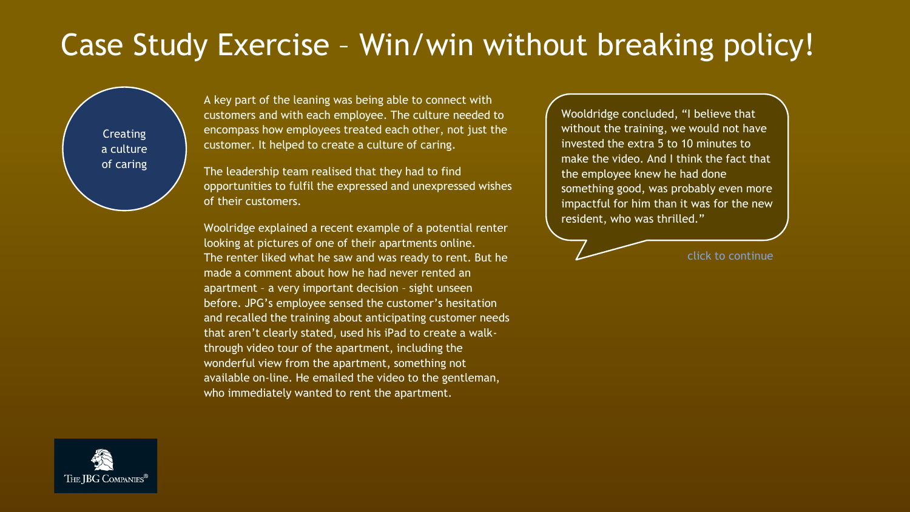# Case Study Exercise – Win/win without breaking policy!

Creating a culture of caring

A key part of the leaning was being able to connect with customers and with each employee. The culture needed to encompass how employees treated each other, not just the customer. It helped to create a culture of caring.

The leadership team realised that they had to find opportunities to fulfil the expressed and unexpressed wishes of their customers.

Woolridge explained a recent example of a potential renter looking at pictures of one of their apartments online. The renter liked what he saw and was ready to rent. But he made a comment about how he had never rented an apartment – a very important decision – sight unseen before. JPG's employee sensed the customer's hesitation and recalled the training about anticipating customer needs that aren't clearly stated, used his iPad to create a walk-through video tour of the apartment, including the wonderful view from the apartment, something not available on-line. He emailed the video to the gentleman, who immediately wanted to rent the apartment.

Wooldridge concluded, "I believe that without the training, we would not have invested the extra 5 to 10 minutes to make the video. And I think the fact that the employee knew he had done something good, was probably even more impactful for him than it was for the new resident, who was thrilled."

click to continue

The JBG Companies®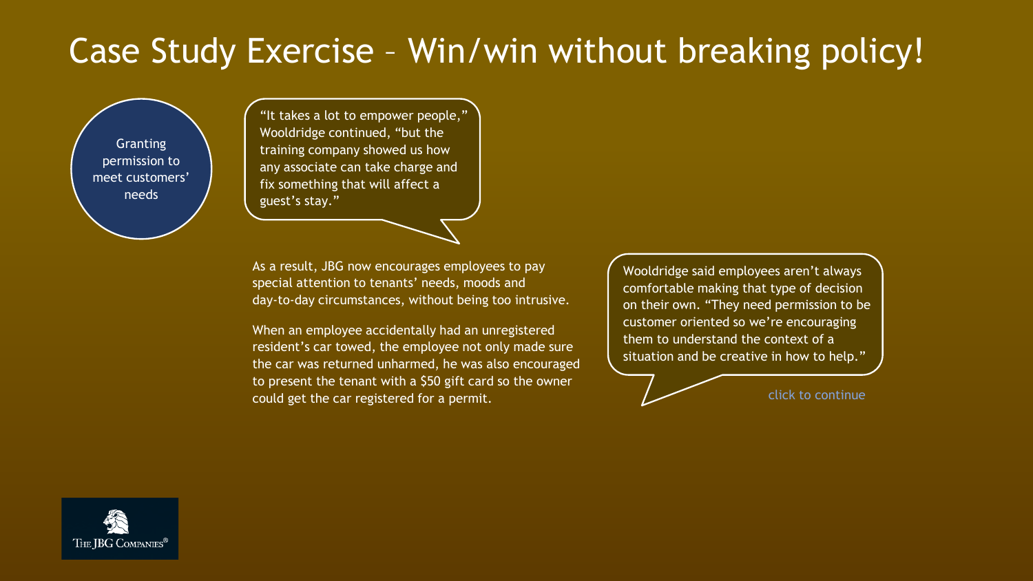# Case Study Exercise – Win/win without breaking policy!

Granting permission to meet customers' needs

"It takes a lot to empower people," Wooldridge continued, "but the training company showed us how any associate can take charge and fix something that will affect a guest's stay."

As a result, JBG now encourages employees to pay special attention to tenants' needs, moods and day-to-day circumstances, without being too intrusive.

When an employee accidentally had an unregistered resident's car towed, the employee not only made sure the car was returned unharmed, he was also encouraged to present the tenant with a $50 gift card so the owner could get the car registered for a permit.

Wooldridge said employees aren't always comfortable making that type of decision on their own. "They need permission to be customer oriented so we're encouraging them to understand the context of a situation and be creative in how to help."

click to continue

The JBG Companies®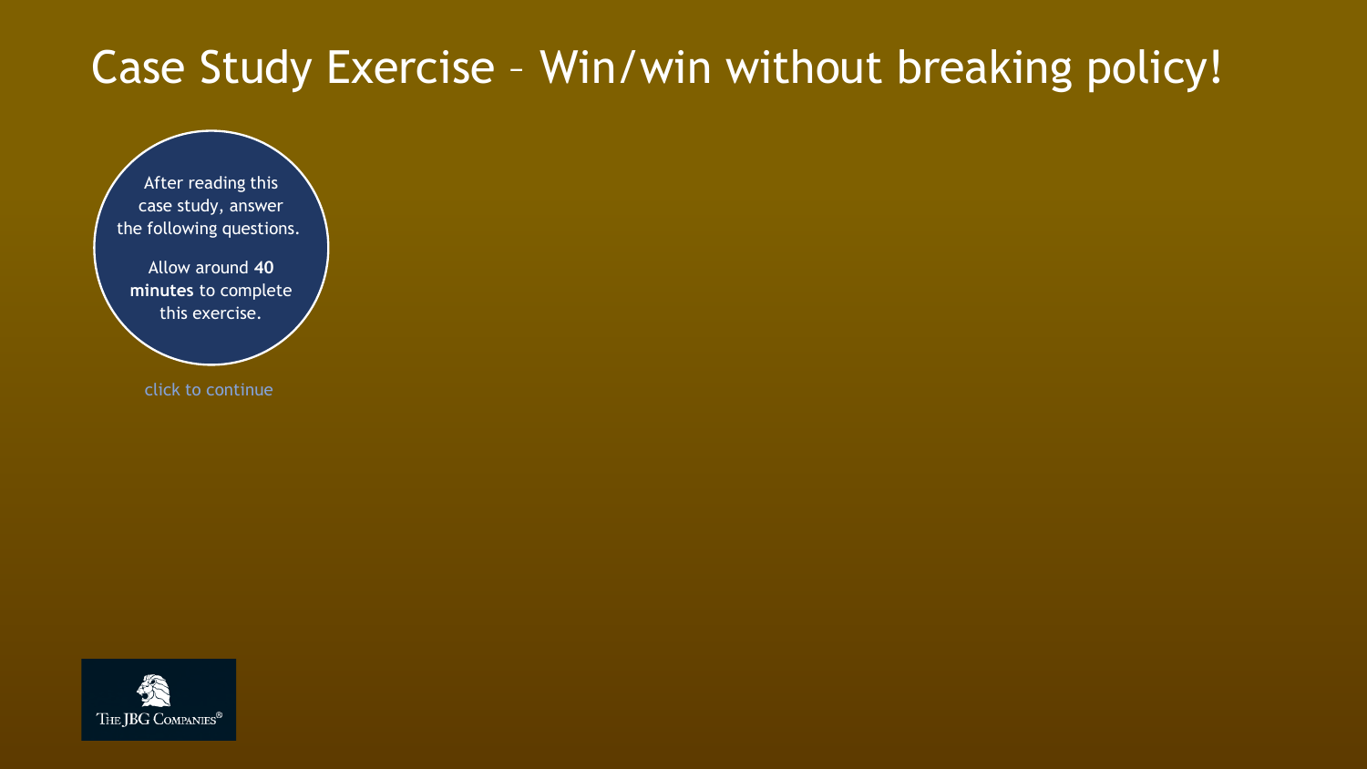# Case Study Exercise – Win/win without breaking policy!

After reading this case study, answer the following questions.

Allow around **40 minutes** to complete this exercise.

click to continue

THE JBG COMPANIES®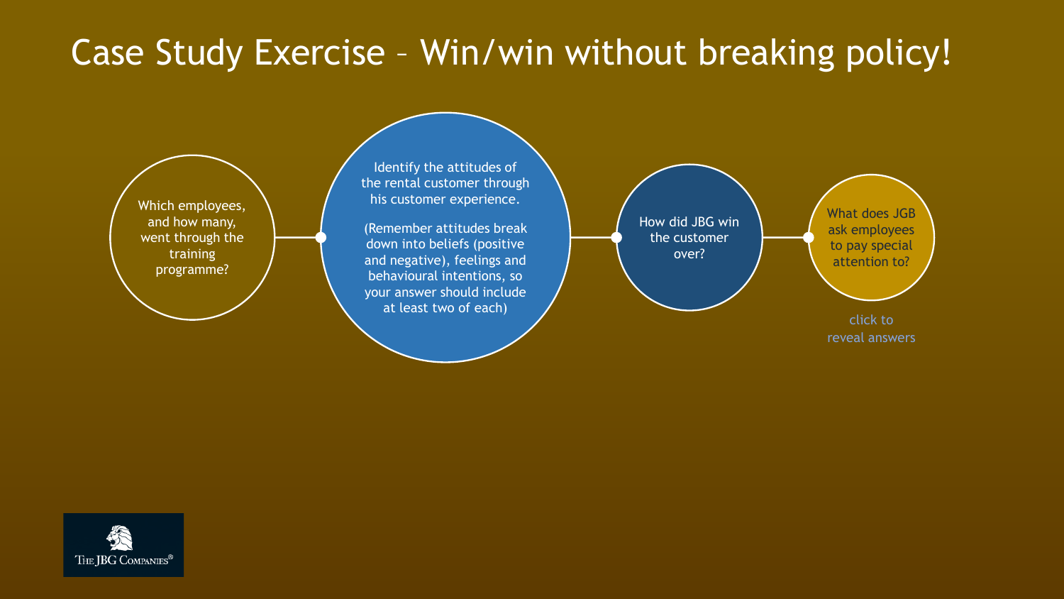# Case Study Exercise – Win/win without breaking policy!

Which employees, and how many, went through the training programme?

Identify the attitudes of the rental customer through his customer experience.

(Remember attitudes break down into beliefs (positive and negative), feelings and behavioural intentions, so your answer should include at least two of each)

How did JBG win the customer over?

What does JGB ask employees to pay special attention to?

click to reveal answers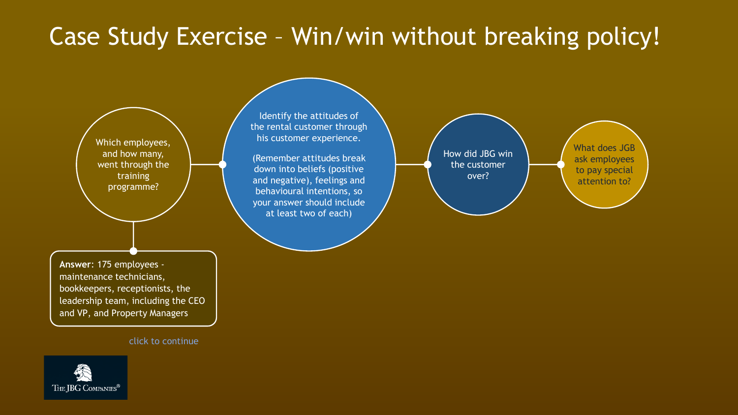# Case Study Exercise – Win/win without breaking policy!

Which employees, and how many, went through the training programme?

**Answer**: 175 employees - maintenance technicians, bookkeepers, receptionists, the leadership team, including the CEO and VP, and Property Managers

Identify the attitudes of the rental customer through his customer experience.

(Remember attitudes break down into beliefs (positive and negative), feelings and behavioural intentions, so your answer should include at least two of each)

How did JBG win the customer over?

What does JGB ask employees to pay special attention to?

click to continue

THE JBG COMPANIES®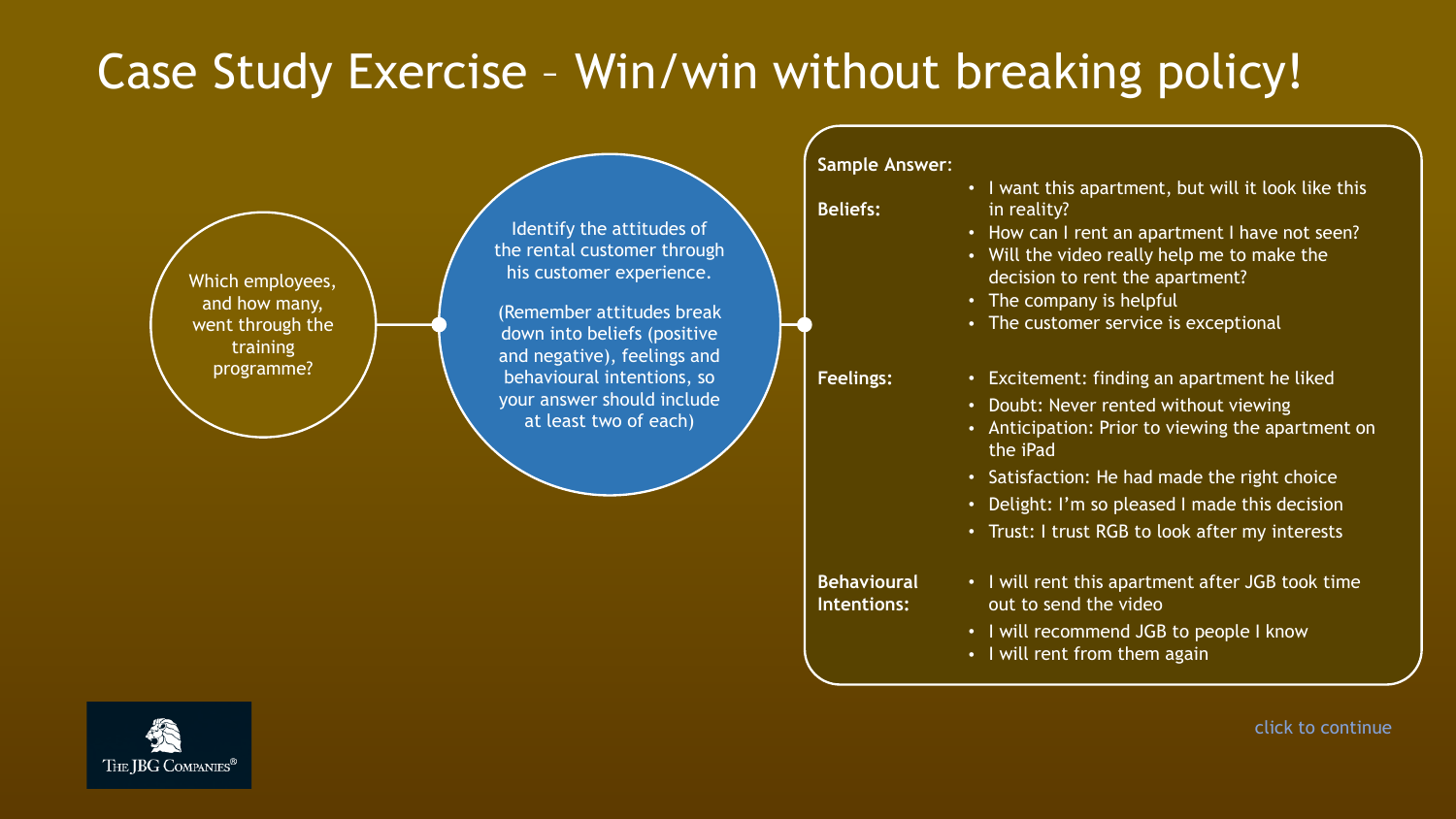# Case Study Exercise – Win/win without breaking policy!

Which employees, and how many, went through the training programme?

Identify the attitudes of the rental customer through his customer experience.

(Remember attitudes break down into beliefs (positive and negative), feelings and behavioural intentions, so your answer should include at least two of each)

**Sample Answer**:

**Beliefs:**

- I want this apartment, but will it look like this in reality?
- How can I rent an apartment I have not seen?
- Will the video really help me to make the decision to rent the apartment?
- The company is helpful
- The customer service is exceptional

**Feelings:**

- Excitement: finding an apartment he liked
- Doubt: Never rented without viewing
- Anticipation: Prior to viewing the apartment on the iPad
- Satisfaction: He had made the right choice
- Delight: I'm so pleased I made this decision
- Trust: I trust RGB to look after my interests

**Behavioural Intentions:**

- I will rent this apartment after JGB took time out to send the video
- I will recommend JGB to people I know
- I will rent from them again

click to continue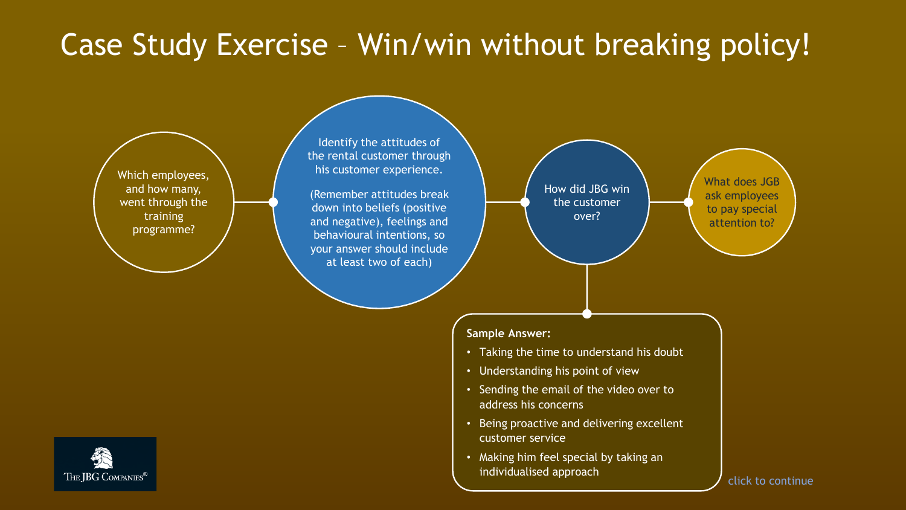# Case Study Exercise – Win/win without breaking policy!

Which employees, and how many, went through the training programme?

Identify the attitudes of the rental customer through his customer experience.

(Remember attitudes break down into beliefs (positive and negative), feelings and behavioural intentions, so your answer should include at least two of each)

How did JBG win the customer over?

What does JGB ask employees to pay special attention to?

**Sample Answer:**

- Taking the time to understand his doubt
- Understanding his point of view
- Sending the email of the video over to address his concerns
- Being proactive and delivering excellent customer service
- Making him feel special by taking an individualised approach

click to continue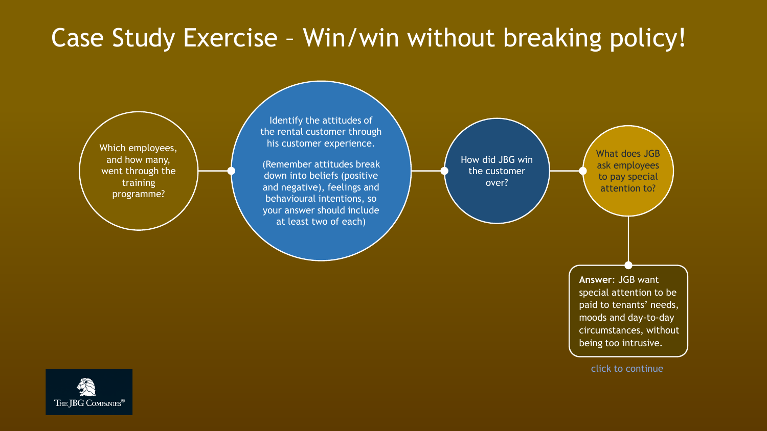# Case Study Exercise – Win/win without breaking policy!

Which employees, and how many, went through the training programme?

Identify the attitudes of the rental customer through his customer experience.

(Remember attitudes break down into beliefs (positive and negative), feelings and behavioural intentions, so your answer should include at least two of each)

How did JBG win the customer over?

What does JGB ask employees to pay special attention to?

**Answer**: JGB want special attention to be paid to tenants' needs, moods and day-to-day circumstances, without being too intrusive.

click to continue

The JBG Companies®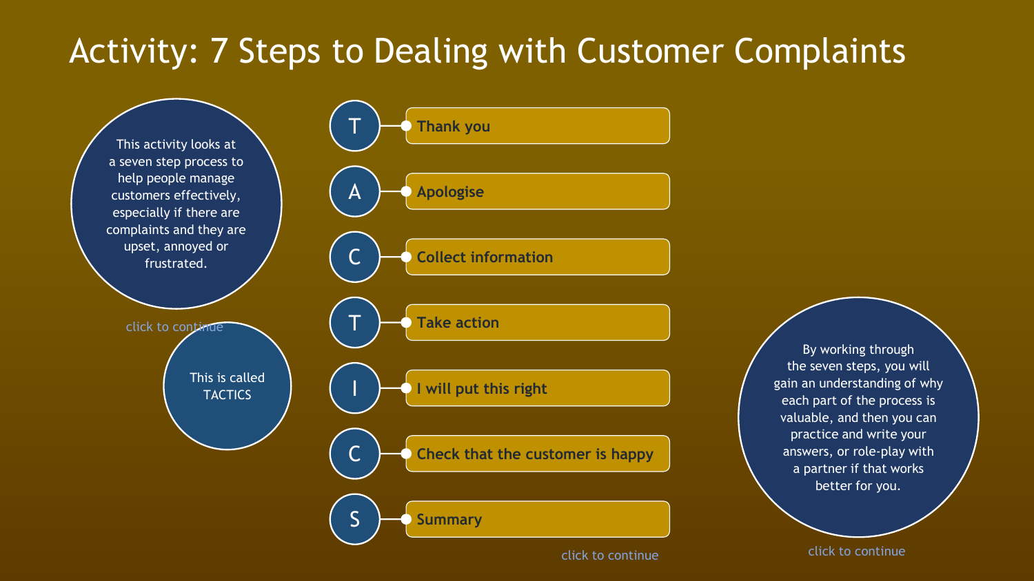# Activity: 7 Steps to Dealing with Customer Complaints

This activity looks at a seven step process to help people manage customers effectively, especially if there are complaints and they are upset, annoyed or frustrated.

click to continue

This is called TACTICS

- **T** – **Thank you**
- **A** – **Apologise**
- **C** – **Collect information**
- **T** – **Take action**
- **I** – **I will put this right**
- **C** – **Check that the customer is happy**
- **S** – **Summary**

click to continue

By working through the seven steps, you will gain an understanding of why each part of the process is valuable, and then you can practice and write your answers, or role-play with a partner if that works better for you.

click to continue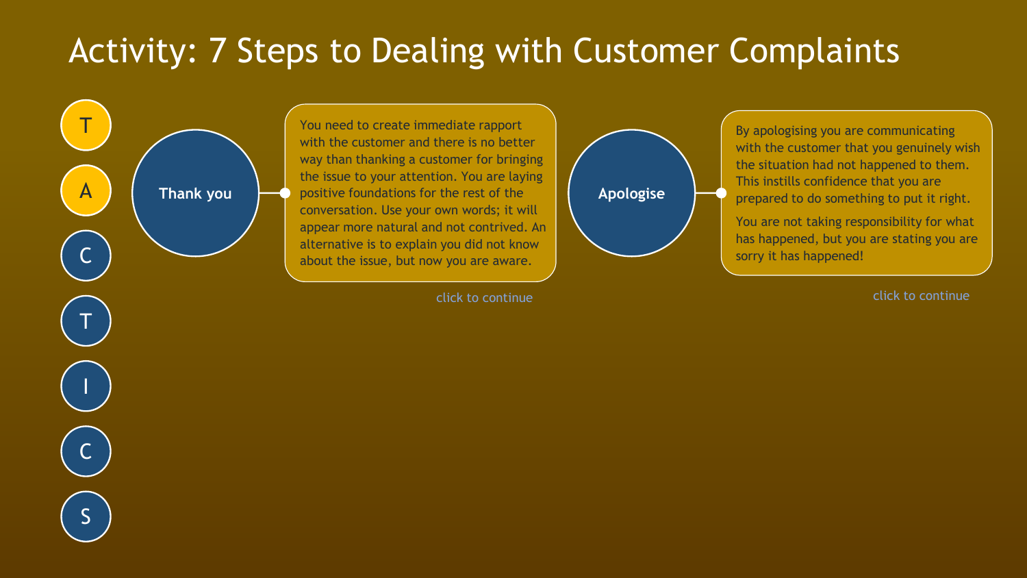# Activity: 7 Steps to Dealing with Customer Complaints

T

A

C

T

I

C

S

**Thank you**

You need to create immediate rapport with the customer and there is no better way than thanking a customer for bringing the issue to your attention. You are laying positive foundations for the rest of the conversation. Use your own words; it will appear more natural and not contrived. An alternative is to explain you did not know about the issue, but now you are aware.

click to continue

**Apologise**

By apologising you are communicating with the customer that you genuinely wish the situation had not happened to them. This instills confidence that you are prepared to do something to put it right.

You are not taking responsibility for what has happened, but you are stating you are sorry it has happened!

click to continue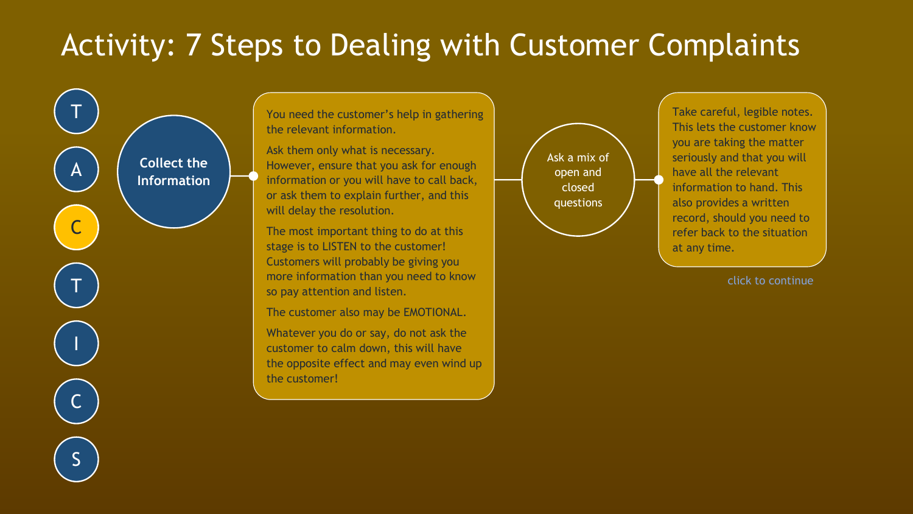# Activity: 7 Steps to Dealing with Customer Complaints

T

A

C

T

I

C

S

**Collect the Information**

You need the customer's help in gathering the relevant information.

Ask them only what is necessary. However, ensure that you ask for enough information or you will have to call back, or ask them to explain further, and this will delay the resolution.

The most important thing to do at this stage is to LISTEN to the customer! Customers will probably be giving you more information than you need to know so pay attention and listen.

The customer also may be EMOTIONAL.

Whatever you do or say, do not ask the customer to calm down, this will have the opposite effect and may even wind up the customer!

Ask a mix of open and closed questions

Take careful, legible notes. This lets the customer know you are taking the matter seriously and that you will have all the relevant information to hand. This also provides a written record, should you need to refer back to the situation at any time.

click to continue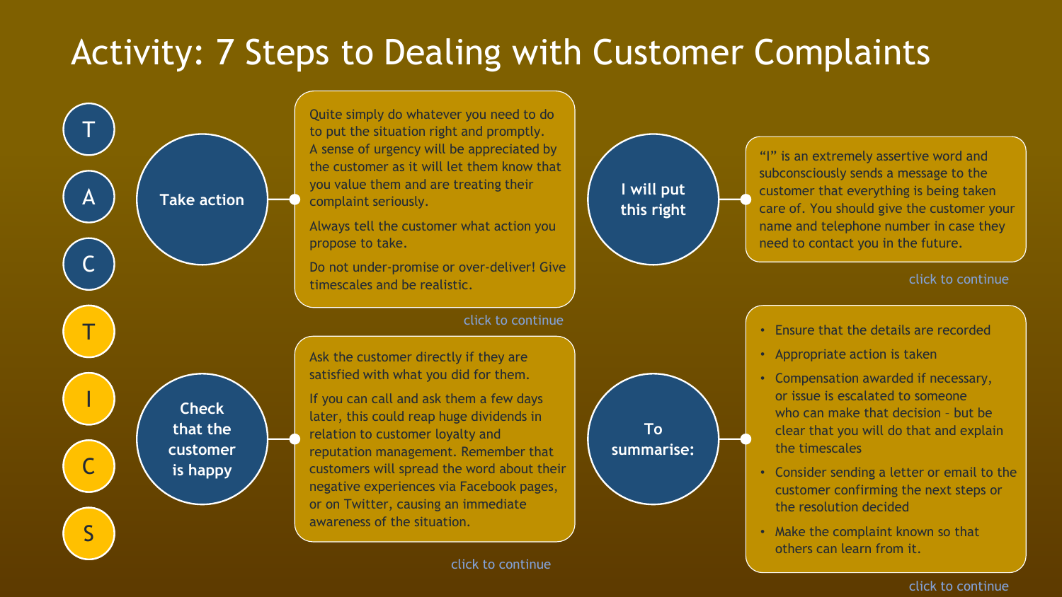# Activity: 7 Steps to Dealing with Customer Complaints

T
A
C
T
I
C
S

## Take action

Quite simply do whatever you need to do to put the situation right and promptly. A sense of urgency will be appreciated by the customer as it will let them know that you value them and are treating their complaint seriously.

Always tell the customer what action you propose to take.

Do not under-promise or over-deliver! Give timescales and be realistic.

click to continue

## I will put this right

"I" is an extremely assertive word and subconsciously sends a message to the customer that everything is being taken care of. You should give the customer your name and telephone number in case they need to contact you in the future.

click to continue

## Check that the customer is happy

Ask the customer directly if they are satisfied with what you did for them.

If you can call and ask them a few days later, this could reap huge dividends in relation to customer loyalty and reputation management. Remember that customers will spread the word about their negative experiences via Facebook pages, or on Twitter, causing an immediate awareness of the situation.

click to continue

## To summarise:

- Ensure that the details are recorded
- Appropriate action is taken
- Compensation awarded if necessary, or issue is escalated to someone who can make that decision – but be clear that you will do that and explain the timescales
- Consider sending a letter or email to the customer confirming the next steps or the resolution decided
- Make the complaint known so that others can learn from it.

click to continue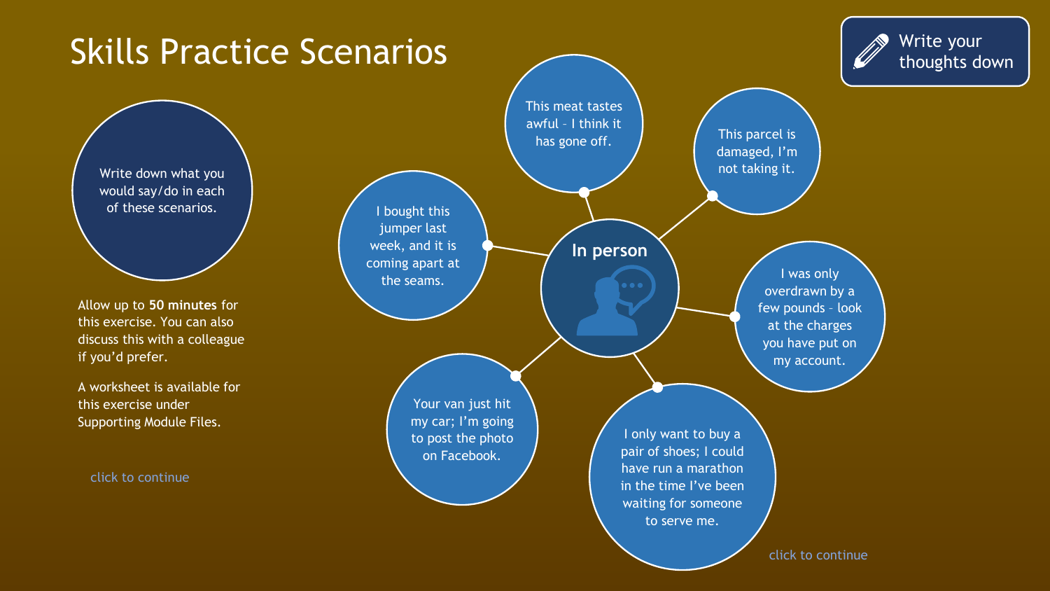# Skills Practice Scenarios

Write your thoughts down

Write down what you would say/do in each of these scenarios.

Allow up to **50 minutes** for this exercise. You can also discuss this with a colleague if you'd prefer.

A worksheet is available for this exercise under Supporting Module Files.

click to continue

**In person**

- This meat tastes awful – I think it has gone off.
- This parcel is damaged, I'm not taking it.
- I was only overdrawn by a few pounds – look at the charges you have put on my account.
- I only want to buy a pair of shoes; I could have run a marathon in the time I've been waiting for someone to serve me.
- Your van just hit my car; I'm going to post the photo on Facebook.
- I bought this jumper last week, and it is coming apart at the seams.

click to continue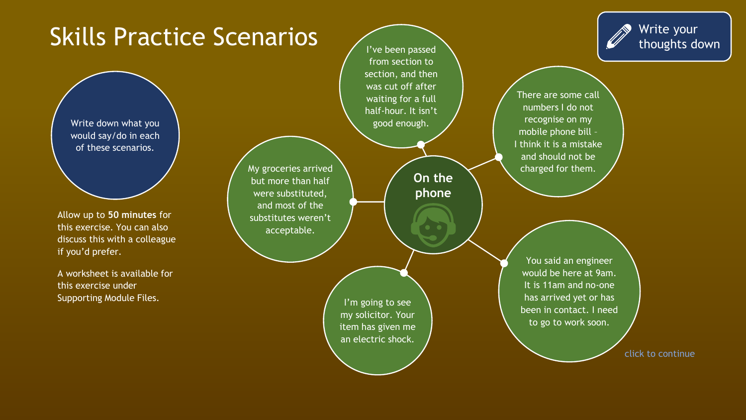# Skills Practice Scenarios

Write your thoughts down

Write down what you would say/do in each of these scenarios.

Allow up to **50 minutes** for this exercise. You can also discuss this with a colleague if you'd prefer.

A worksheet is available for this exercise under Supporting Module Files.

## On the phone

- I've been passed from section to section, and then was cut off after waiting for a full half-hour. It isn't good enough.
- There are some call numbers I do not recognise on my mobile phone bill – I think it is a mistake and should not be charged for them.
- My groceries arrived but more than half were substituted, and most of the substitutes weren't acceptable.
- You said an engineer would be here at 9am. It is 11am and no-one has arrived yet or has been in contact. I need to go to work soon.
- I'm going to see my solicitor. Your item has given me an electric shock.

click to continue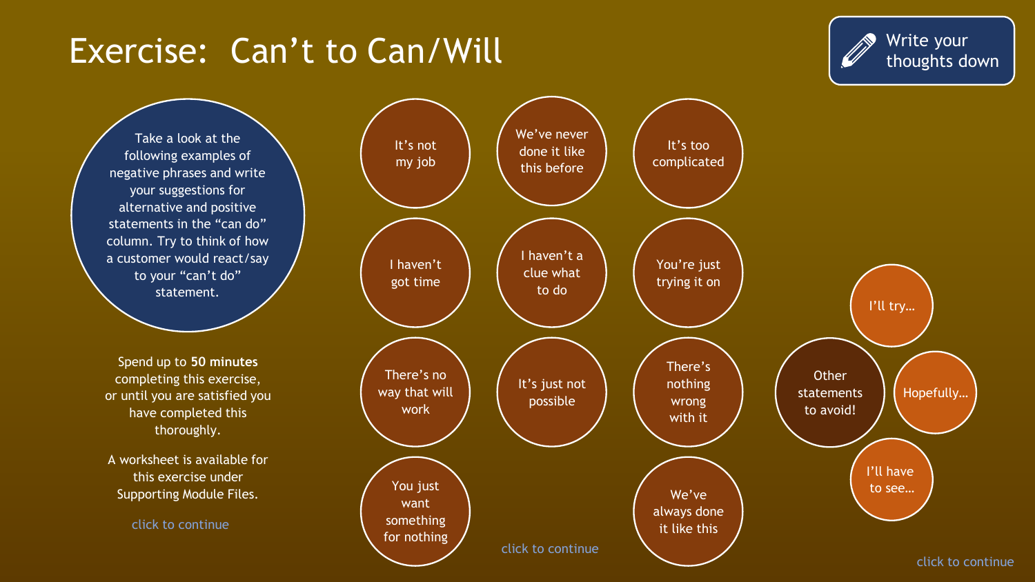# Exercise: Can't to Can/Will

Write your thoughts down

Take a look at the following examples of negative phrases and write your suggestions for alternative and positive statements in the "can do" column. Try to think of how a customer would react/say to your "can't do" statement.

Spend up to **50 minutes** completing this exercise, or until you are satisfied you have completed this thoroughly.

A worksheet is available for this exercise under Supporting Module Files.

click to continue

- It's not my job
- We've never done it like this before
- It's too complicated
- I haven't got time
- I haven't a clue what to do
- You're just trying it on
- There's no way that will work
- It's just not possible
- There's nothing wrong with it
- You just want something for nothing
- We've always done it like this

click to continue

Other statements to avoid!

- I'll try…
- Hopefully…
- I'll have to see…

click to continue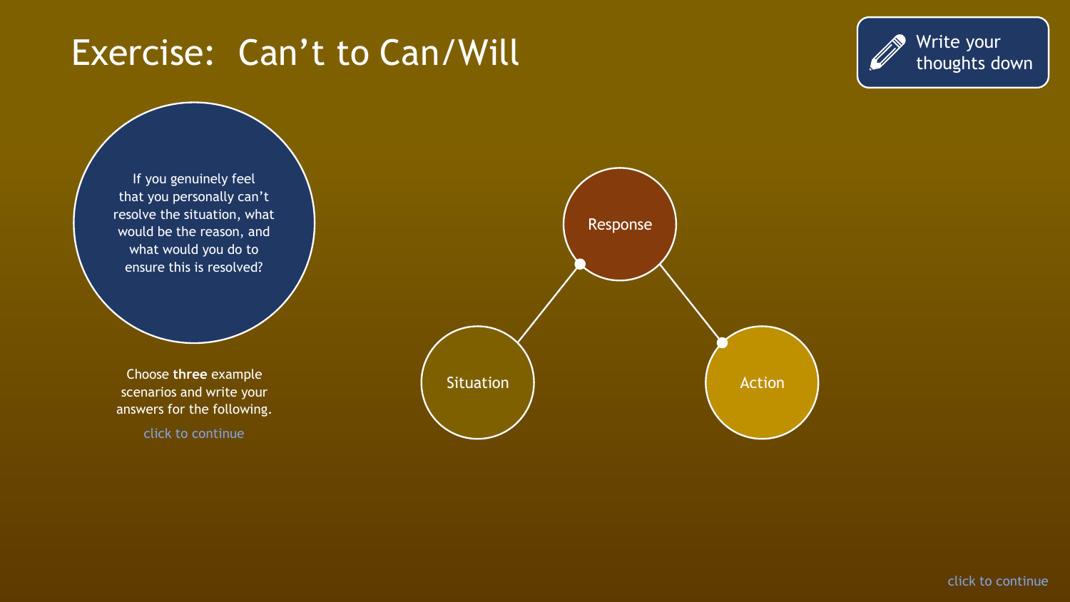# Exercise: Can't to Can/Will

Write your thoughts down

If you genuinely feel that you personally can't resolve the situation, what would be the reason, and what would you do to ensure this is resolved?

Choose **three** example scenarios and write your answers for the following.

click to continue

Response

Situation

Action

click to continue